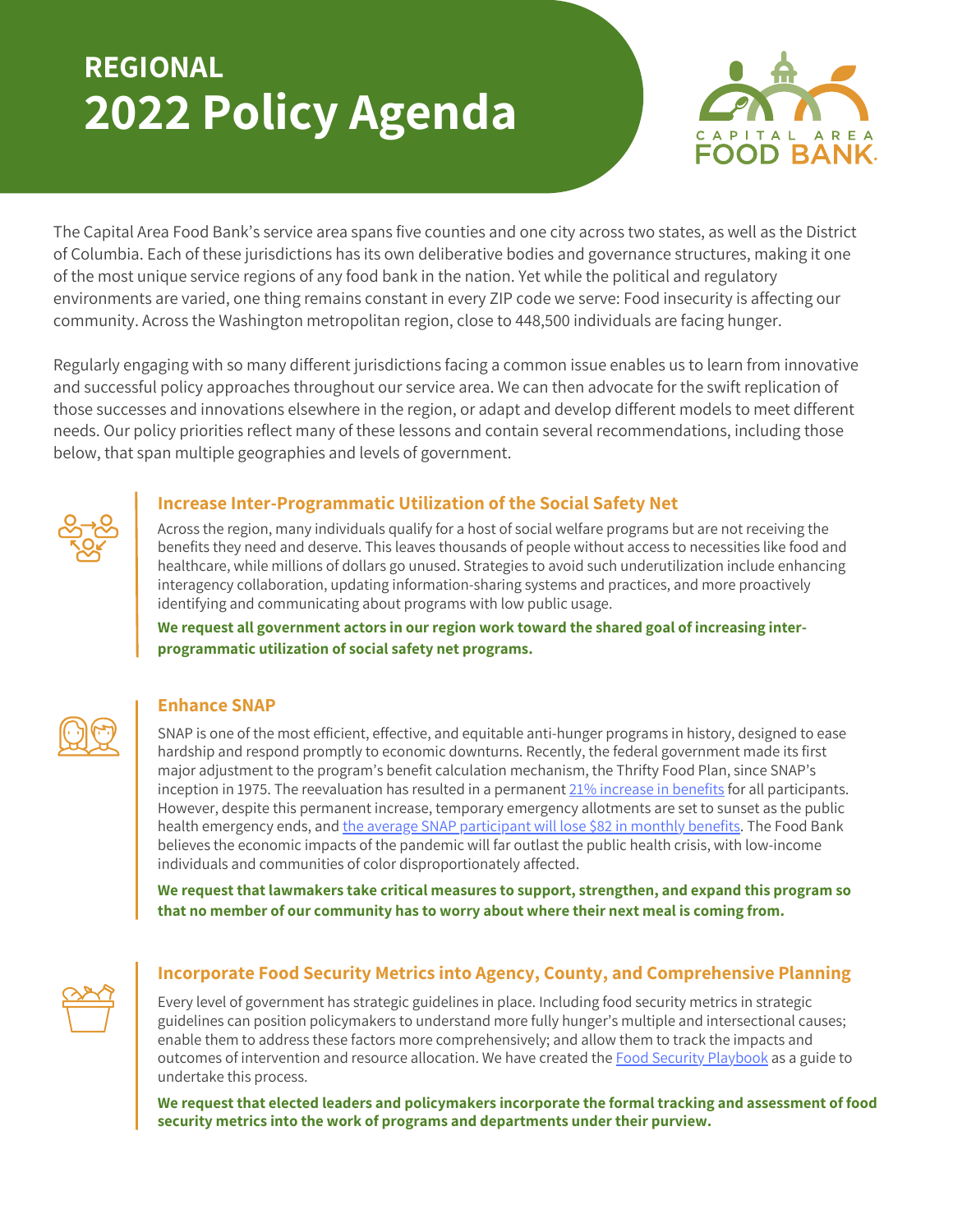# REGIONAL 2022 Policy Agenda

CAPITAL AREA FOOD BANK

The Capital Area Food Bank's service area spans five counties and one city across two states, as well as the District of Columbia. Each of these jurisdictions has its own deliberative bodies and governance structures, making it one of the most unique service regions of any food bank in the nation. Yet while the political and regulatory environments are varied, one thing remains constant in every ZIP code we serve: Food insecurity is affecting our community. Across the Washington metropolitan region, close to 448,500 individuals are facing hunger.

Regularly engaging with so many different jurisdictions facing a common issue enables us to learn from innovative and successful policy approaches throughout our service area. We can then advocate for the swift replication of those successes and innovations elsewhere in the region, or adapt and develop different models to meet different needs. Our policy priorities reflect many of these lessons and contain several recommendations, including those below, that span multiple geographies and levels of government.

## Increase Inter-Programmatic Utilization of the Social Safety Net

Across the region, many individuals qualify for a host of social welfare programs but are not receiving the benefits they need and deserve. This leaves thousands of people without access to necessities like food and healthcare, while millions of dollars go unused. Strategies to avoid such underutilization include enhancing interagency collaboration, updating information-sharing systems and practices, and more proactively identifying and communicating about programs with low public usage.

**We request all government actors in our region work toward the shared goal of increasing inter-programmatic utilization of social safety net programs.**

## Enhance SNAP

SNAP is one of the most efficient, effective, and equitable anti-hunger programs in history, designed to ease hardship and respond promptly to economic downturns. Recently, the federal government made its first major adjustment to the program's benefit calculation mechanism, the Thrifty Food Plan, since SNAP's inception in 1975. The reevaluation has resulted in a permanent 21% increase in benefits for all participants. However, despite this permanent increase, temporary emergency allotments are set to sunset as the public health emergency ends, and the average SNAP participant will lose $82 in monthly benefits. The Food Bank believes the economic impacts of the pandemic will far outlast the public health crisis, with low-income individuals and communities of color disproportionately affected.

**We request that lawmakers take critical measures to support, strengthen, and expand this program so that no member of our community has to worry about where their next meal is coming from.**

## Incorporate Food Security Metrics into Agency, County, and Comprehensive Planning

Every level of government has strategic guidelines in place. Including food security metrics in strategic guidelines can position policymakers to understand more fully hunger's multiple and intersectional causes; enable them to address these factors more comprehensively; and allow them to track the impacts and outcomes of intervention and resource allocation. We have created the Food Security Playbook as a guide to undertake this process.

**We request that elected leaders and policymakers incorporate the formal tracking and assessment of food security metrics into the work of programs and departments under their purview.**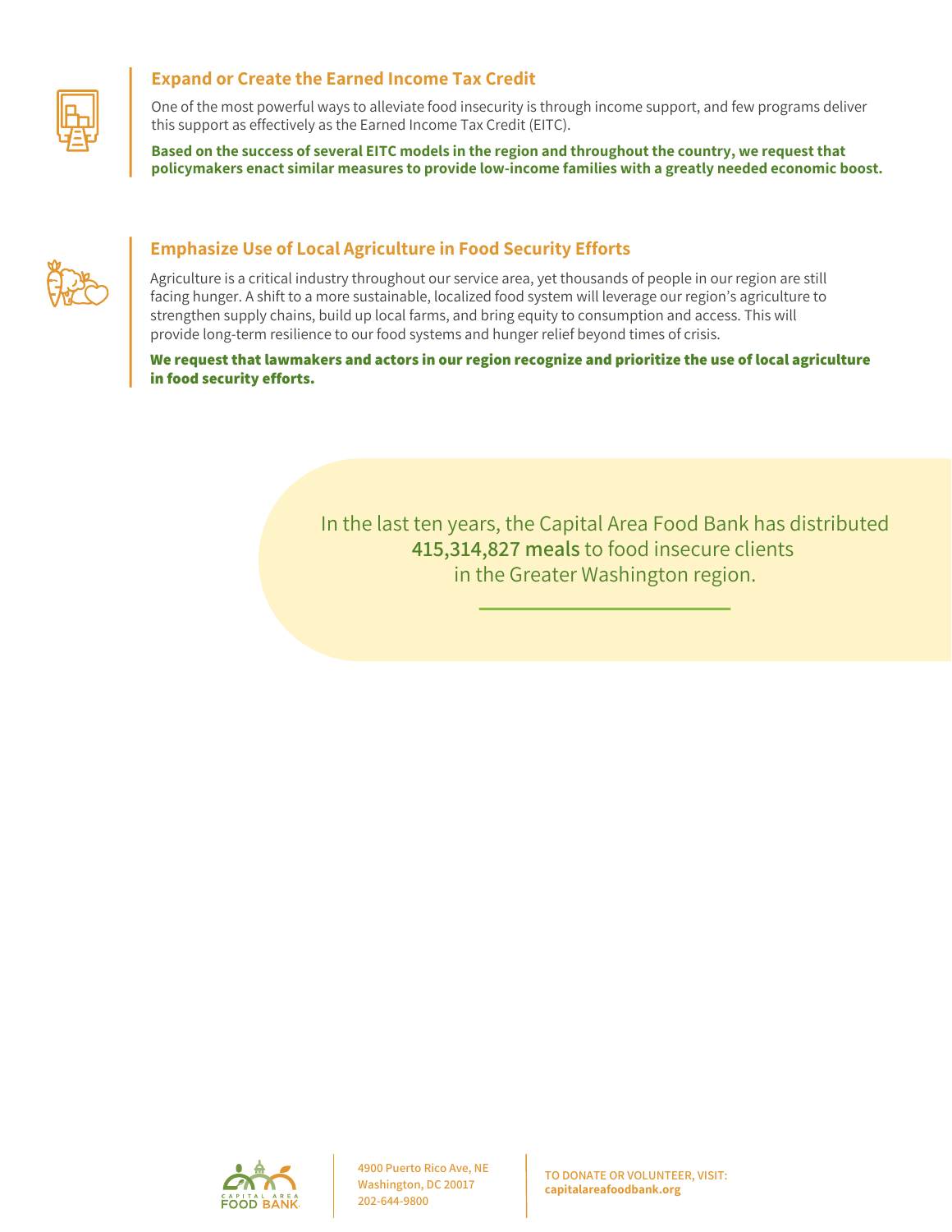## Expand or Create the Earned Income Tax Credit

One of the most powerful ways to alleviate food insecurity is through income support, and few programs deliver this support as effectively as the Earned Income Tax Credit (EITC).

**Based on the success of several EITC models in the region and throughout the country, we request that policymakers enact similar measures to provide low-income families with a greatly needed economic boost.**

## Emphasize Use of Local Agriculture in Food Security Efforts

Agriculture is a critical industry throughout our service area, yet thousands of people in our region are still facing hunger. A shift to a more sustainable, localized food system will leverage our region's agriculture to strengthen supply chains, build up local farms, and bring equity to consumption and access. This will provide long-term resilience to our food systems and hunger relief beyond times of crisis.

**We request that lawmakers and actors in our region recognize and prioritize the use of local agriculture in food security efforts.**

In the last ten years, the Capital Area Food Bank has distributed **415,314,827 meals** to food insecure clients in the Greater Washington region.

CAPITAL AREA FOOD BANK

4900 Puerto Rico Ave, NE
Washington, DC 20017
202-644-9800

TO DONATE OR VOLUNTEER, VISIT:
**capitalareafoodbank.org**